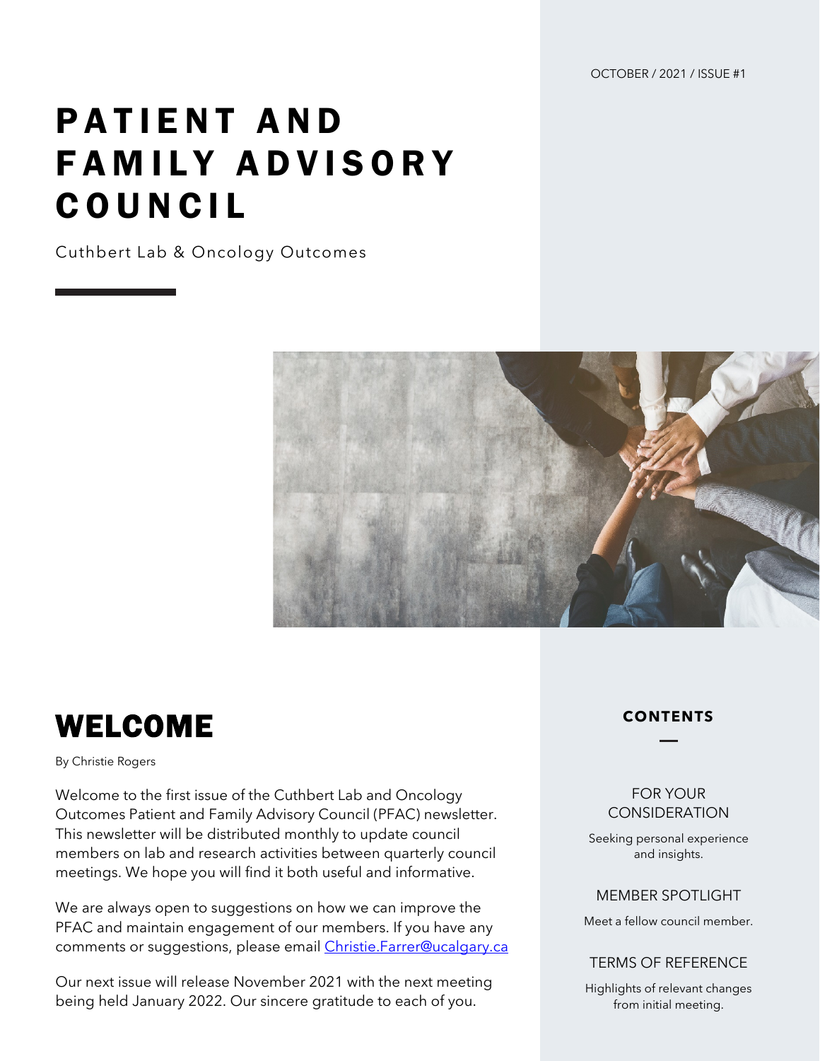OCTOBER / 2021 / ISSUE #1

# PATIENT AND FAMILY ADVISORY COUNCIL

Cuthbert Lab & Oncology Outcomes

## WELCOME

By Christie Rogers

Welcome to the first issue of the Cuthbert Lab and Oncology Outcomes Patient and Family Advisory Council (PFAC) newsletter. This newsletter will be distributed monthly to update council members on lab and research activities between quarterly council meetings. We hope you will find it both useful and informative.

We are always open to suggestions on how we can improve the PFAC and maintain engagement of our members. If you have any comments or suggestions, please email Christie.Farrer@ucalgary.ca

Our next issue will release November 2021 with the next meeting being held January 2022. Our sincere gratitude to each of you.

### CONTENTS

**FOR YOUR CONSIDERATION**

Seeking personal experience and insights.

**MEMBER SPOTLIGHT**

Meet a fellow council member.

**TERMS OF REFERENCE**

Highlights of relevant changes from initial meeting.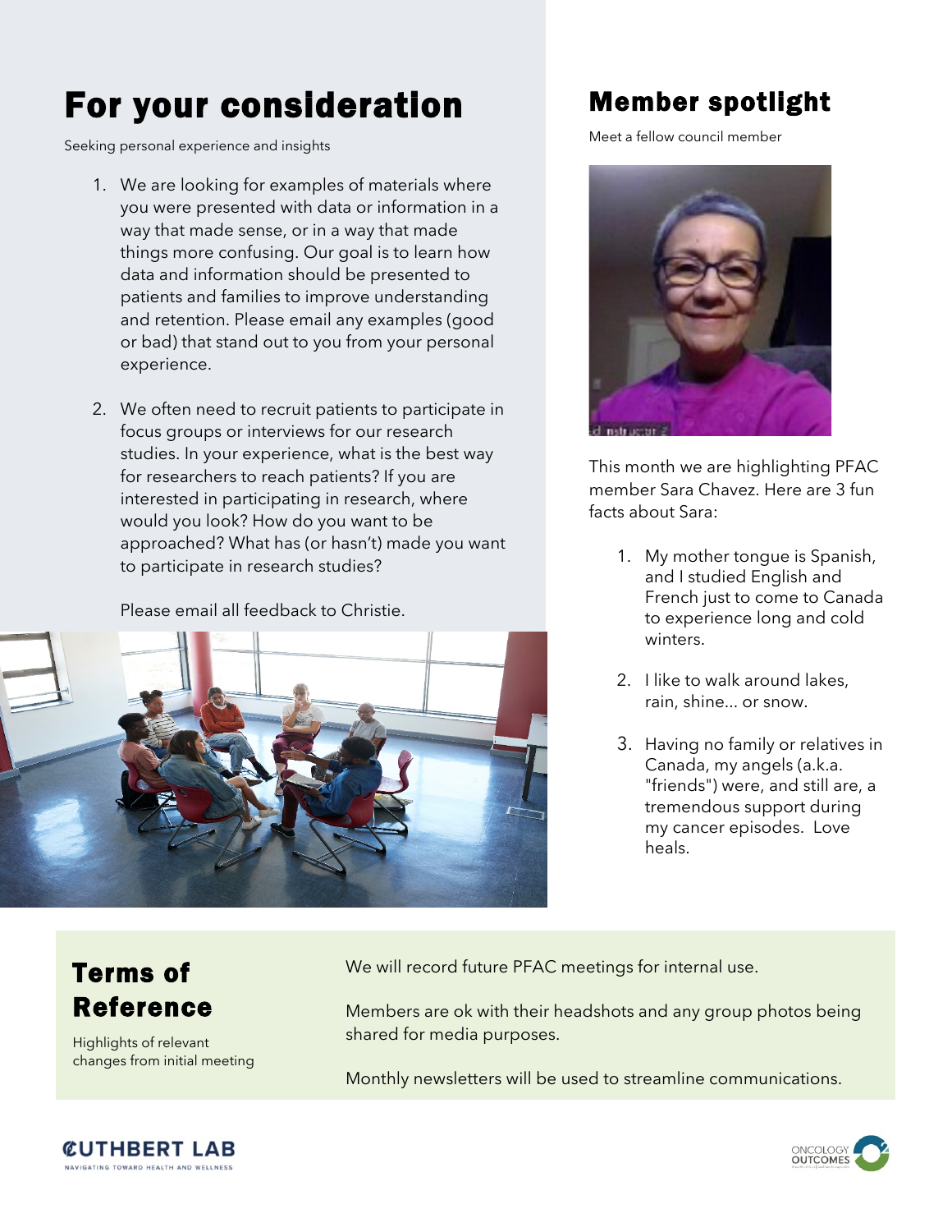# For your consideration

Seeking personal experience and insights

1. We are looking for examples of materials where you were presented with data or information in a way that made sense, or in a way that made things more confusing. Our goal is to learn how data and information should be presented to patients and families to improve understanding and retention. Please email any examples (good or bad) that stand out to you from your personal experience.

2. We often need to recruit patients to participate in focus groups or interviews for our research studies. In your experience, what is the best way for researchers to reach patients? If you are interested in participating in research, where would you look? How do you want to be approached? What has (or hasn't) made you want to participate in research studies?

   Please email all feedback to Christie.

# Member spotlight

Meet a fellow council member

This month we are highlighting PFAC member Sara Chavez. Here are 3 fun facts about Sara:

1. My mother tongue is Spanish, and I studied English and French just to come to Canada to experience long and cold winters.

2. I like to walk around lakes, rain, shine... or snow.

3. Having no family or relatives in Canada, my angels (a.k.a. "friends") were, and still are, a tremendous support during my cancer episodes. Love heals.

# Terms of Reference

Highlights of relevant changes from initial meeting

We will record future PFAC meetings for internal use.

Members are ok with their headshots and any group photos being shared for media purposes.

Monthly newsletters will be used to streamline communications.

CUTHBERT LAB
NAVIGATING TOWARD HEALTH AND WELLNESS

ONCOLOGY OUTCOMES